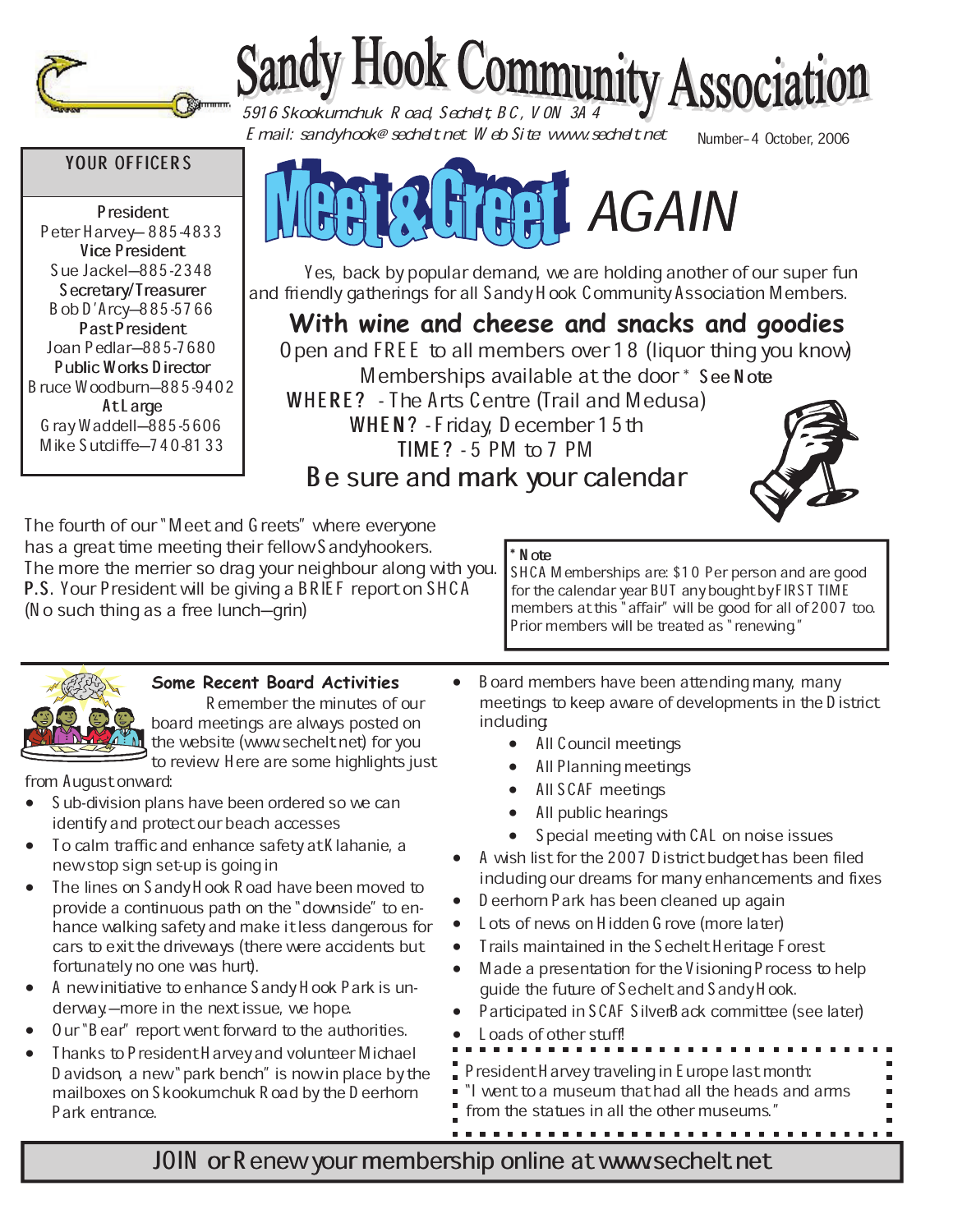# Sandy Hook Community Association

5916 Skookumchuk Road, Sechelt, BC, V0N 3A4
Email: sandyhook@sechelt.net Web Site: www.sechelt.net

Number-4 October, 2006

## YOUR OFFICERS

**President**
Peter Harvey—885-4833
**Vice President**
Sue Jackel—885-2348
**Secretary/Treasurer**
Bob D'Arcy—885-5766
**Past President**
Joan Pedlar—885-7680
**Public Works Director**
Bruce Woodburn—885-9402
**At Large**
Gray Waddell—885-5606
Mike Sutcliffe—740-8133

## Meet & Greet *AGAIN*

Yes, back by popular demand, we are holding another of our super fun and friendly gatherings for all Sandy Hook Community Association Members.

**With wine and cheese and snacks and goodies**

Open and FREE to all members over 18 (liquor thing you know)
Memberships available at the door * **See Note**
**WHERE?** - The Arts Centre (Trail and Medusa)
**WHEN?** - Friday, December 15th
**TIME?** - 5 PM to 7 PM
Be sure and mark your calendar

The fourth of our "Meet and Greets" where everyone has a great time meeting their fellow Sandyhookers. The more the merrier so drag your neighbour along with you.
**P.S.** Your President will be giving a BRIEF report on SHCA (No such thing as a free lunch—grin)

> **\* Note**
> SHCA Memberships are: $10 Per person and are good for the calendar year BUT any bought by FIRST TIME members at this "affair" will be good for all of 2007 too. Prior members will be treated as "renewing."

### Some Recent Board Activities

Remember the minutes of our board meetings are always posted on the website (www.sechelt.net) for you to review. Here are some highlights just from August onward:

- Sub-division plans have been ordered so we can identify and protect our beach accesses
- To calm traffic and enhance safety at Klahanie, a new stop sign set-up is going in
- The lines on Sandy Hook Road have been moved to provide a continuous path on the "downside" to enhance walking safety and make it less dangerous for cars to exit the driveways (there were accidents but fortunately no one was hurt).
- A new initiative to enhance Sandy Hook Park is underway—more in the next issue, we hope.
- Our "Bear" report went forward to the authorities.
- Thanks to President Harvey and volunteer Michael Davidson, a new "park bench" is now in place by the mailboxes on Skookumchuk Road by the Deerhorn Park entrance.
- Board members have been attending many, many meetings to keep aware of developments in the District including:
  - All Council meetings
  - All Planning meetings
  - All SCAF meetings
  - All public hearings
  - Special meeting with CAL on noise issues
- A wish list for the 2007 District budget has been filed including our dreams for many enhancements and fixes
- Deerhorn Park has been cleaned up again
- Lots of news on Hidden Grove (more later)
- Trails maintained in the Sechelt Heritage Forest
- Made a presentation for the Visioning Process to help guide the future of Sechelt and Sandy Hook.
- Participated in SCAF SilverBack committee (see later)
- Loads of other stuff!

> President Harvey traveling in Europe last month:
> "I went to a museum that had all the heads and arms from the statues in all the other museums."

**JOIN or Renew your membership online at www.sechelt.net**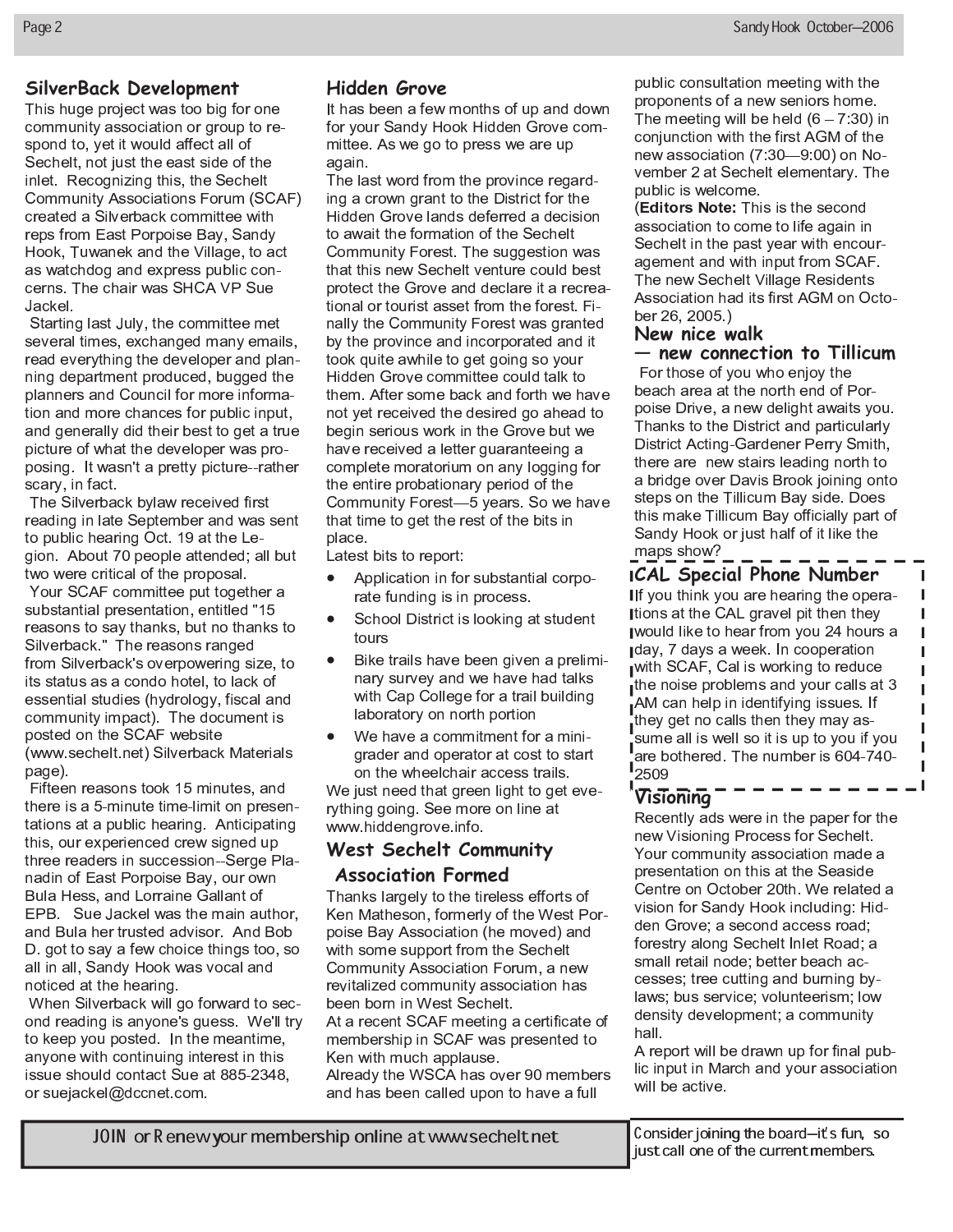## SilverBack Development

This huge project was too big for one community association or group to respond to, yet it would affect all of Sechelt, not just the east side of the inlet. Recognizing this, the Sechelt Community Associations Forum (SCAF) created a Silverback committee with reps from East Porpoise Bay, Sandy Hook, Tuwanek and the Village, to act as watchdog and express public concerns. The chair was SHCA VP Sue Jackel.

Starting last July, the committee met several times, exchanged many emails, read everything the developer and planning department produced, bugged the planners and Council for more information and more chances for public input, and generally did their best to get a true picture of what the developer was proposing. It wasn't a pretty picture--rather scary, in fact.

The Silverback bylaw received first reading in late September and was sent to public hearing Oct. 19 at the Legion. About 70 people attended; all but two were critical of the proposal.

Your SCAF committee put together a substantial presentation, entitled "15 reasons to say thanks, but no thanks to Silverback." The reasons ranged from Silverback's overpowering size, to its status as a condo hotel, to lack of essential studies (hydrology, fiscal and community impact). The document is posted on the SCAF website (www.sechelt.net) Silverback Materials page).

Fifteen reasons took 15 minutes, and there is a 5-minute time-limit on presentations at a public hearing. Anticipating this, our experienced crew signed up three readers in succession--Serge Planadin of East Porpoise Bay, our own Bula Hess, and Lorraine Gallant of EPB. Sue Jackel was the main author, and Bula her trusted advisor. And Bob D. got to say a few choice things too, so all in all, Sandy Hook was vocal and noticed at the hearing.

When Silverback will go forward to second reading is anyone's guess. We'll try to keep you posted. In the meantime, anyone with continuing interest in this issue should contact Sue at 885-2348, or suejackel@dccnet.com.

## Hidden Grove

It has been a few months of up and down for your Sandy Hook Hidden Grove committee. As we go to press we are up again.

The last word from the province regarding a crown grant to the District for the Hidden Grove lands deferred a decision to await the formation of the Sechelt Community Forest. The suggestion was that this new Sechelt venture could best protect the Grove and declare it a recreational or tourist asset from the forest. Finally the Community Forest was granted by the province and incorporated and it took quite awhile to get going so your Hidden Grove committee could talk to them. After some back and forth we have not yet received the desired go ahead to begin serious work in the Grove but we have received a letter guaranteeing a complete moratorium on any logging for the entire probationary period of the Community Forest—5 years. So we have that time to get the rest of the bits in place.

Latest bits to report:

- Application in for substantial corporate funding is in process.
- School District is looking at student tours
- Bike trails have been given a preliminary survey and we have had talks with Cap College for a trail building laboratory on north portion
- We have a commitment for a mini-grader and operator at cost to start on the wheelchair access trails.

We just need that green light to get everything going. See more on line at www.hiddengrove.info.

## West Sechelt Community Association Formed

Thanks largely to the tireless efforts of Ken Matheson, formerly of the West Porpoise Bay Association (he moved) and with some support from the Sechelt Community Association Forum, a new revitalized community association has been born in West Sechelt.

At a recent SCAF meeting a certificate of membership in SCAF was presented to Ken with much applause.

Already the WSCA has over 90 members and has been called upon to have a full public consultation meeting with the proponents of a new seniors home. The meeting will be held (6 – 7:30) in conjunction with the first AGM of the new association (7:30—9:00) on November 2 at Sechelt elementary. The public is welcome.

(**Editors Note:** This is the second association to come to life again in Sechelt in the past year with encouragement and with input from SCAF. The new Sechelt Village Residents Association had its first AGM on October 26, 2005.)

## New nice walk — new connection to Tillicum

For those of you who enjoy the beach area at the north end of Porpoise Drive, a new delight awaits you. Thanks to the District and particularly District Acting-Gardener Perry Smith, there are new stairs leading north to a bridge over Davis Brook joining onto steps on the Tillicum Bay side. Does this make Tillicum Bay officially part of Sandy Hook or just half of it like the maps show?

## CAL Special Phone Number

If you think you are hearing the operations at the CAL gravel pit then they would like to hear from you 24 hours a day, 7 days a week. In cooperation with SCAF, Cal is working to reduce the noise problems and your calls at 3 AM can help in identifying issues. If they get no calls then they may assume all is well so it is up to you if you are bothered. The number is 604-740-2509

## Visioning

Recently ads were in the paper for the new Visioning Process for Sechelt. Your community association made a presentation on this at the Seaside Centre on October 20th. We related a vision for Sandy Hook including: Hidden Grove; a second access road; forestry along Sechelt Inlet Road; a small retail node; better beach accesses; tree cutting and burning bylaws; bus service; volunteerism; low density development; a community hall.

A report will be drawn up for final public input in March and your association will be active.

JOIN or Renew your membership online at www.sechelt.net

Consider joining the board—it's fun, so just call one of the current members.